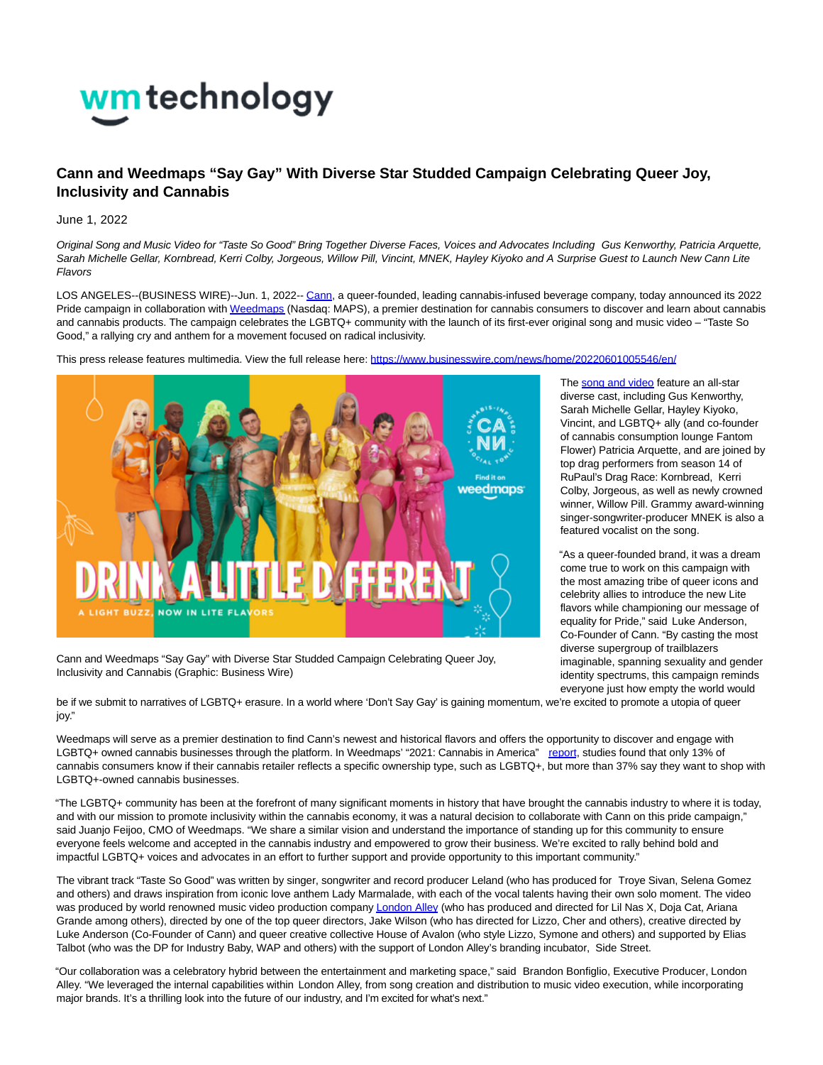wm technology

## Cann and Weedmaps "Say Gay" With Diverse Star Studded Campaign Celebrating Queer Joy, Inclusivity and Cannabis

June 1, 2022

*Original Song and Music Video for "Taste So Good" Bring Together Diverse Faces, Voices and Advocates Including Gus Kenworthy, Patricia Arquette, Sarah Michelle Gellar, Kornbread, Kerri Colby, Jorgeous, Willow Pill, Vincint, MNEK, Hayley Kiyoko and A Surprise Guest to Launch New Cann Lite Flavors*

LOS ANGELES--(BUSINESS WIRE)--Jun. 1, 2022-- Cann, a queer-founded, leading cannabis-infused beverage company, today announced its 2022 Pride campaign in collaboration with Weedmaps (Nasdaq: MAPS), a premier destination for cannabis consumers to discover and learn about cannabis and cannabis products. The campaign celebrates the LGBTQ+ community with the launch of its first-ever original song and music video – "Taste So Good," a rallying cry and anthem for a movement focused on radical inclusivity.

This press release features multimedia. View the full release here: https://www.businesswire.com/news/home/20220601005546/en/

Cann and Weedmaps "Say Gay" with Diverse Star Studded Campaign Celebrating Queer Joy, Inclusivity and Cannabis (Graphic: Business Wire)

The song and video feature an all-star diverse cast, including Gus Kenworthy, Sarah Michelle Gellar, Hayley Kiyoko, Vincint, and LGBTQ+ ally (and co-founder of cannabis consumption lounge Fantom Flower) Patricia Arquette, and are joined by top drag performers from season 14 of RuPaul's Drag Race: Kornbread, Kerri Colby, Jorgeous, as well as newly crowned winner, Willow Pill. Grammy award-winning singer-songwriter-producer MNEK is also a featured vocalist on the song.

"As a queer-founded brand, it was a dream come true to work on this campaign with the most amazing tribe of queer icons and celebrity allies to introduce the new Lite flavors while championing our message of equality for Pride," said Luke Anderson, Co-Founder of Cann. "By casting the most diverse supergroup of trailblazers imaginable, spanning sexuality and gender identity spectrums, this campaign reminds everyone just how empty the world would be if we submit to narratives of LGBTQ+ erasure. In a world where 'Don't Say Gay' is gaining momentum, we're excited to promote a utopia of queer joy."

Weedmaps will serve as a premier destination to find Cann's newest and historical flavors and offers the opportunity to discover and engage with LGBTQ+ owned cannabis businesses through the platform. In Weedmaps' "2021: Cannabis in America" report, studies found that only 13% of cannabis consumers know if their cannabis retailer reflects a specific ownership type, such as LGBTQ+, but more than 37% say they want to shop with LGBTQ+-owned cannabis businesses.

"The LGBTQ+ community has been at the forefront of many significant moments in history that have brought the cannabis industry to where it is today, and with our mission to promote inclusivity within the cannabis economy, it was a natural decision to collaborate with Cann on this pride campaign," said Juanjo Feijoo, CMO of Weedmaps. "We share a similar vision and understand the importance of standing up for this community to ensure everyone feels welcome and accepted in the cannabis industry and empowered to grow their business. We're excited to rally behind bold and impactful LGBTQ+ voices and advocates in an effort to further support and provide opportunity to this important community."

The vibrant track "Taste So Good" was written by singer, songwriter and record producer Leland (who has produced for Troye Sivan, Selena Gomez and others) and draws inspiration from iconic love anthem Lady Marmalade, with each of the vocal talents having their own solo moment. The video was produced by world renowned music video production company London Alley (who has produced and directed for Lil Nas X, Doja Cat, Ariana Grande among others), directed by one of the top queer directors, Jake Wilson (who has directed for Lizzo, Cher and others), creative directed by Luke Anderson (Co-Founder of Cann) and queer creative collective House of Avalon (who style Lizzo, Symone and others) and supported by Elias Talbot (who was the DP for Industry Baby, WAP and others) with the support of London Alley's branding incubator, Side Street.

"Our collaboration was a celebratory hybrid between the entertainment and marketing space," said Brandon Bonfiglio, Executive Producer, London Alley. "We leveraged the internal capabilities within London Alley, from song creation and distribution to music video execution, while incorporating major brands. It's a thrilling look into the future of our industry, and I'm excited for what's next."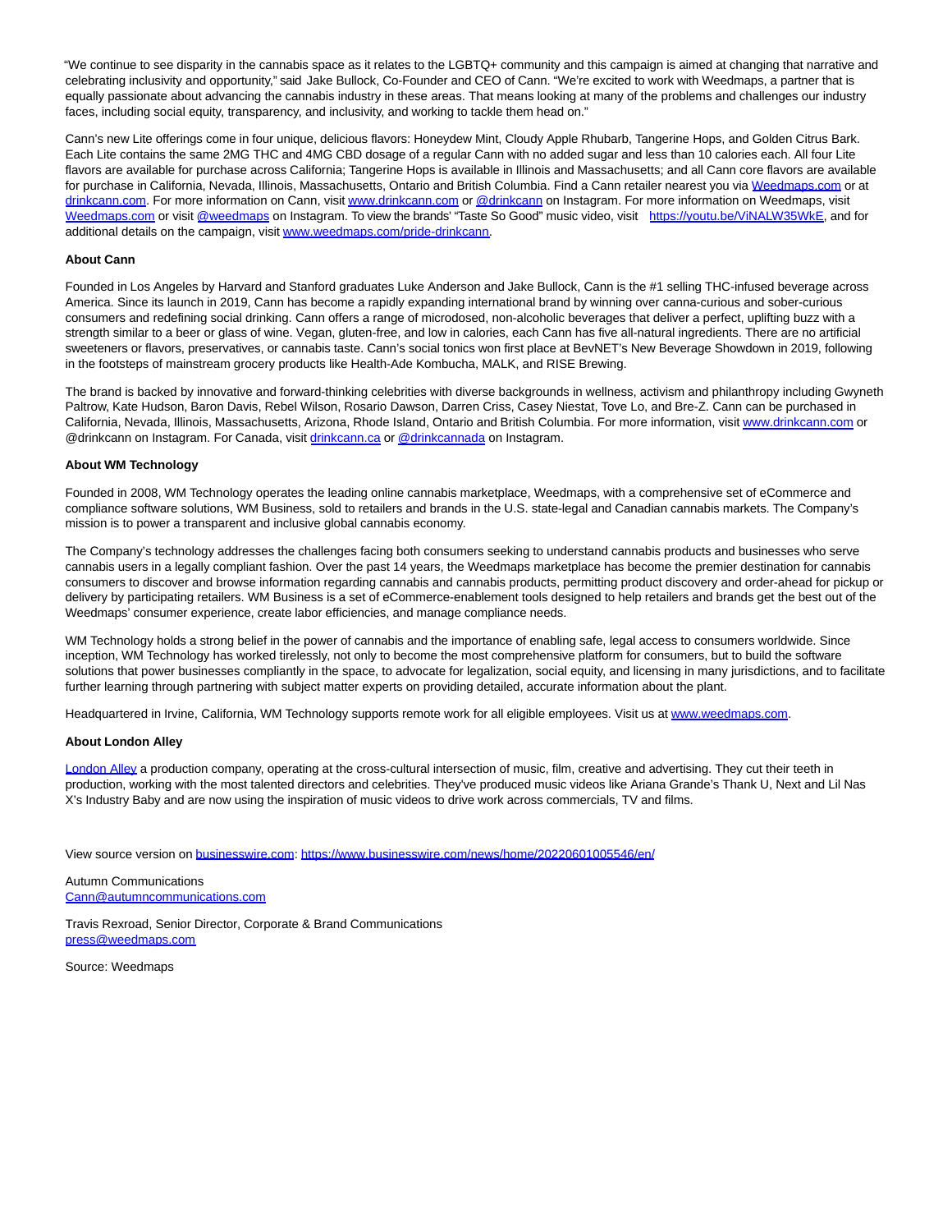"We continue to see disparity in the cannabis space as it relates to the LGBTQ+ community and this campaign is aimed at changing that narrative and celebrating inclusivity and opportunity," said Jake Bullock, Co-Founder and CEO of Cann. "We're excited to work with Weedmaps, a partner that is equally passionate about advancing the cannabis industry in these areas. That means looking at many of the problems and challenges our industry faces, including social equity, transparency, and inclusivity, and working to tackle them head on."

Cann's new Lite offerings come in four unique, delicious flavors: Honeydew Mint, Cloudy Apple Rhubarb, Tangerine Hops, and Golden Citrus Bark. Each Lite contains the same 2MG THC and 4MG CBD dosage of a regular Cann with no added sugar and less than 10 calories each. All four Lite flavors are available for purchase across California; Tangerine Hops is available in Illinois and Massachusetts; and all Cann core flavors are available for purchase in California, Nevada, Illinois, Massachusetts, Ontario and British Columbia. Find a Cann retailer nearest you via Weedmaps.com or at drinkcann.com. For more information on Cann, visit www.drinkcann.com or @drinkcann on Instagram. For more information on Weedmaps, visit Weedmaps.com or visit @weedmaps on Instagram. To view the brands' "Taste So Good" music video, visit https://youtu.be/ViNALW35WkE, and for additional details on the campaign, visit www.weedmaps.com/pride-drinkcann.

**About Cann**

Founded in Los Angeles by Harvard and Stanford graduates Luke Anderson and Jake Bullock, Cann is the #1 selling THC-infused beverage across America. Since its launch in 2019, Cann has become a rapidly expanding international brand by winning over canna-curious and sober-curious consumers and redefining social drinking. Cann offers a range of microdosed, non-alcoholic beverages that deliver a perfect, uplifting buzz with a strength similar to a beer or glass of wine. Vegan, gluten-free, and low in calories, each Cann has five all-natural ingredients. There are no artificial sweeteners or flavors, preservatives, or cannabis taste. Cann's social tonics won first place at BevNET's New Beverage Showdown in 2019, following in the footsteps of mainstream grocery products like Health-Ade Kombucha, MALK, and RISE Brewing.

The brand is backed by innovative and forward-thinking celebrities with diverse backgrounds in wellness, activism and philanthropy including Gwyneth Paltrow, Kate Hudson, Baron Davis, Rebel Wilson, Rosario Dawson, Darren Criss, Casey Niestat, Tove Lo, and Bre-Z. Cann can be purchased in California, Nevada, Illinois, Massachusetts, Arizona, Rhode Island, Ontario and British Columbia. For more information, visit www.drinkcann.com or @drinkcann on Instagram. For Canada, visit drinkcann.ca or @drinkcannada on Instagram.

**About WM Technology**

Founded in 2008, WM Technology operates the leading online cannabis marketplace, Weedmaps, with a comprehensive set of eCommerce and compliance software solutions, WM Business, sold to retailers and brands in the U.S. state-legal and Canadian cannabis markets. The Company's mission is to power a transparent and inclusive global cannabis economy.

The Company's technology addresses the challenges facing both consumers seeking to understand cannabis products and businesses who serve cannabis users in a legally compliant fashion. Over the past 14 years, the Weedmaps marketplace has become the premier destination for cannabis consumers to discover and browse information regarding cannabis and cannabis products, permitting product discovery and order-ahead for pickup or delivery by participating retailers. WM Business is a set of eCommerce-enablement tools designed to help retailers and brands get the best out of the Weedmaps' consumer experience, create labor efficiencies, and manage compliance needs.

WM Technology holds a strong belief in the power of cannabis and the importance of enabling safe, legal access to consumers worldwide. Since inception, WM Technology has worked tirelessly, not only to become the most comprehensive platform for consumers, but to build the software solutions that power businesses compliantly in the space, to advocate for legalization, social equity, and licensing in many jurisdictions, and to facilitate further learning through partnering with subject matter experts on providing detailed, accurate information about the plant.

Headquartered in Irvine, California, WM Technology supports remote work for all eligible employees. Visit us at www.weedmaps.com.

**About London Alley**

London Alley a production company, operating at the cross-cultural intersection of music, film, creative and advertising. They cut their teeth in production, working with the most talented directors and celebrities. They've produced music videos like Ariana Grande's Thank U, Next and Lil Nas X's Industry Baby and are now using the inspiration of music videos to drive work across commercials, TV and films.

View source version on businesswire.com: https://www.businesswire.com/news/home/20220601005546/en/

Autumn Communications
Cann@autumncommunications.com

Travis Rexroad, Senior Director, Corporate & Brand Communications
press@weedmaps.com

Source: Weedmaps